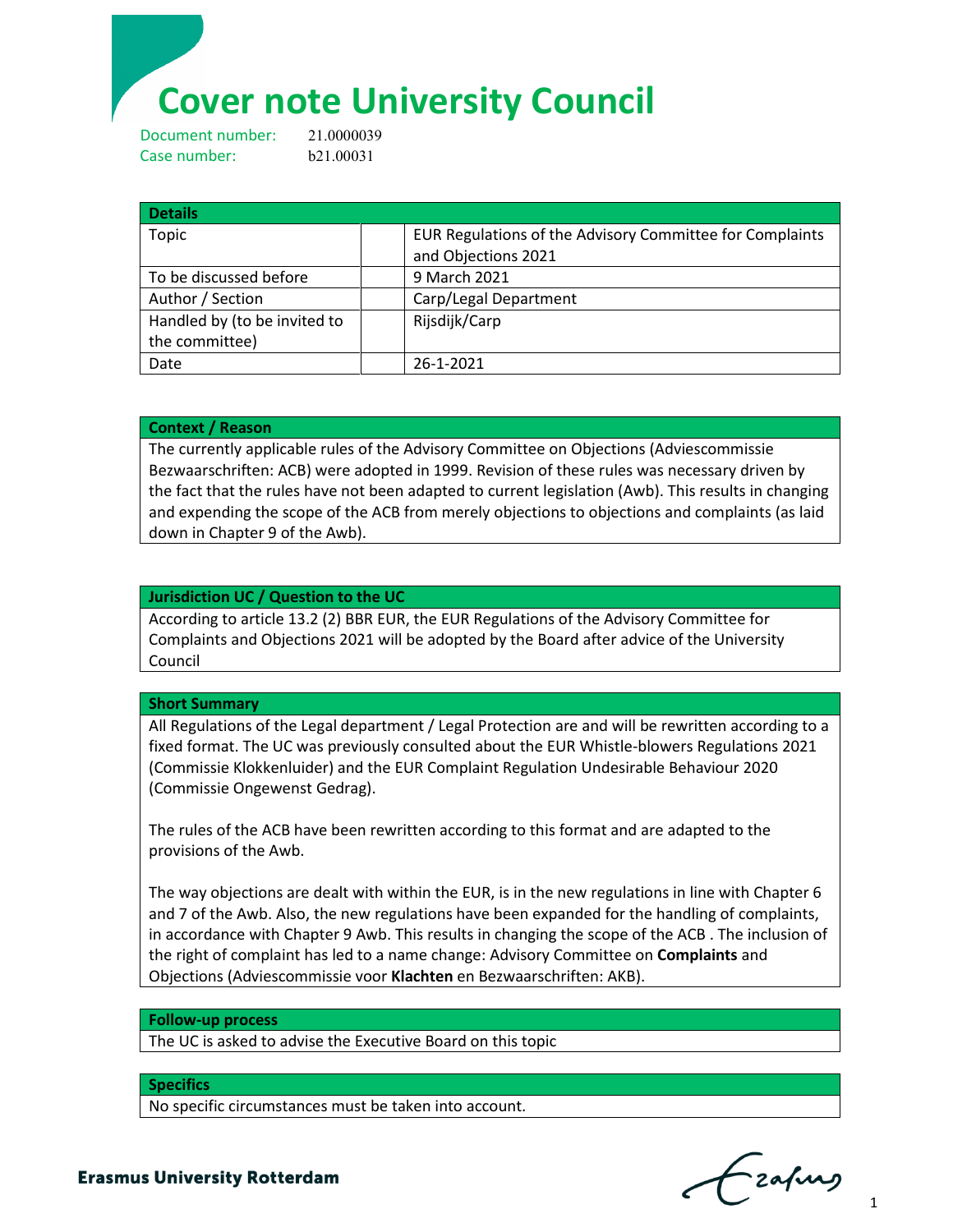# Cover note University Council

Document number: 21.0000039
Case number: b21.00031

| Details | | |
|---|---|---|
| Topic | | EUR Regulations of the Advisory Committee for Complaints and Objections 2021 |
| To be discussed before | | 9 March 2021 |
| Author / Section | | Carp/Legal Department |
| Handled by (to be invited to the committee) | | Rijsdijk/Carp |
| Date | | 26-1-2021 |

| Context / Reason |
|---|
| The currently applicable rules of the Advisory Committee on Objections (Adviescommissie Bezwaarschriften: ACB) were adopted in 1999. Revision of these rules was necessary driven by the fact that the rules have not been adapted to current legislation (Awb). This results in changing and expending the scope of the ACB from merely objections to objections and complaints (as laid down in Chapter 9 of the Awb). |

| Jurisdiction UC / Question to the UC |
|---|
| According to article 13.2 (2) BBR EUR, the EUR Regulations of the Advisory Committee for Complaints and Objections 2021 will be adopted by the Board after advice of the University Council |

| Short Summary |
|---|
| All Regulations of the Legal department / Legal Protection are and will be rewritten according to a fixed format. The UC was previously consulted about the EUR Whistle-blowers Regulations 2021 (Commissie Klokkenluider) and the EUR Complaint Regulation Undesirable Behaviour 2020 (Commissie Ongewenst Gedrag).<br><br>The rules of the ACB have been rewritten according to this format and are adapted to the provisions of the Awb.<br><br>The way objections are dealt with within the EUR, is in the new regulations in line with Chapter 6 and 7 of the Awb. Also, the new regulations have been expanded for the handling of complaints, in accordance with Chapter 9 Awb. This results in changing the scope of the ACB . The inclusion of the right of complaint has led to a name change: Advisory Committee on **Complaints** and Objections (Adviescommissie voor **Klachten** en Bezwaarschriften: AKB). |

| Follow-up process |
|---|
| The UC is asked to advise the Executive Board on this topic |

| Specifics |
|---|
| No specific circumstances must be taken into account. |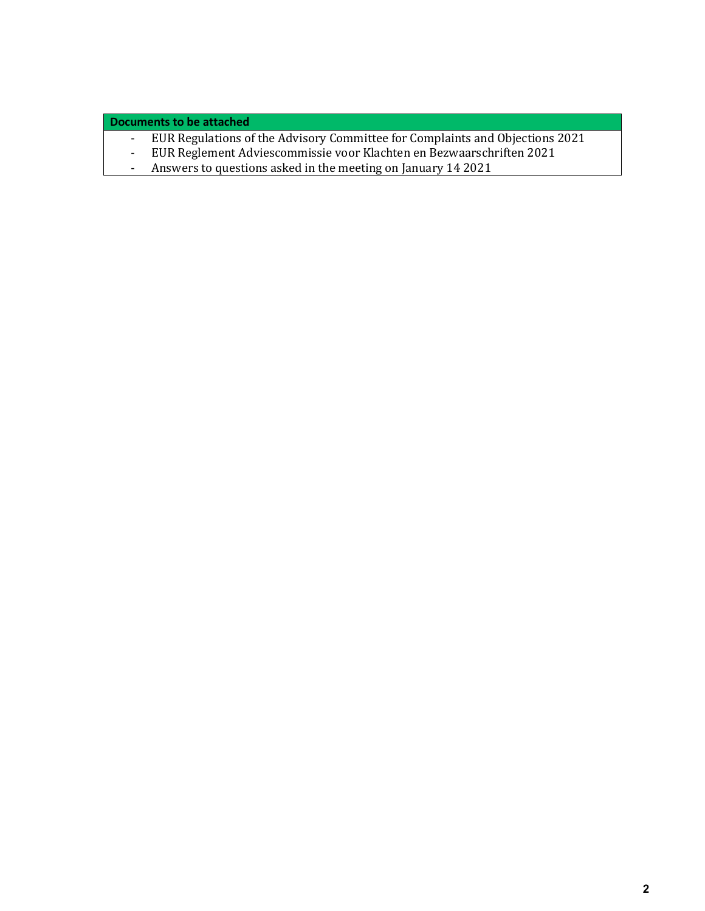| Documents to be attached |
| --- |
| - EUR Regulations of the Advisory Committee for Complaints and Objections 2021<br>- EUR Reglement Adviescommissie voor Klachten en Bezwaarschriften 2021<br>- Answers to questions asked in the meeting on January 14 2021 |